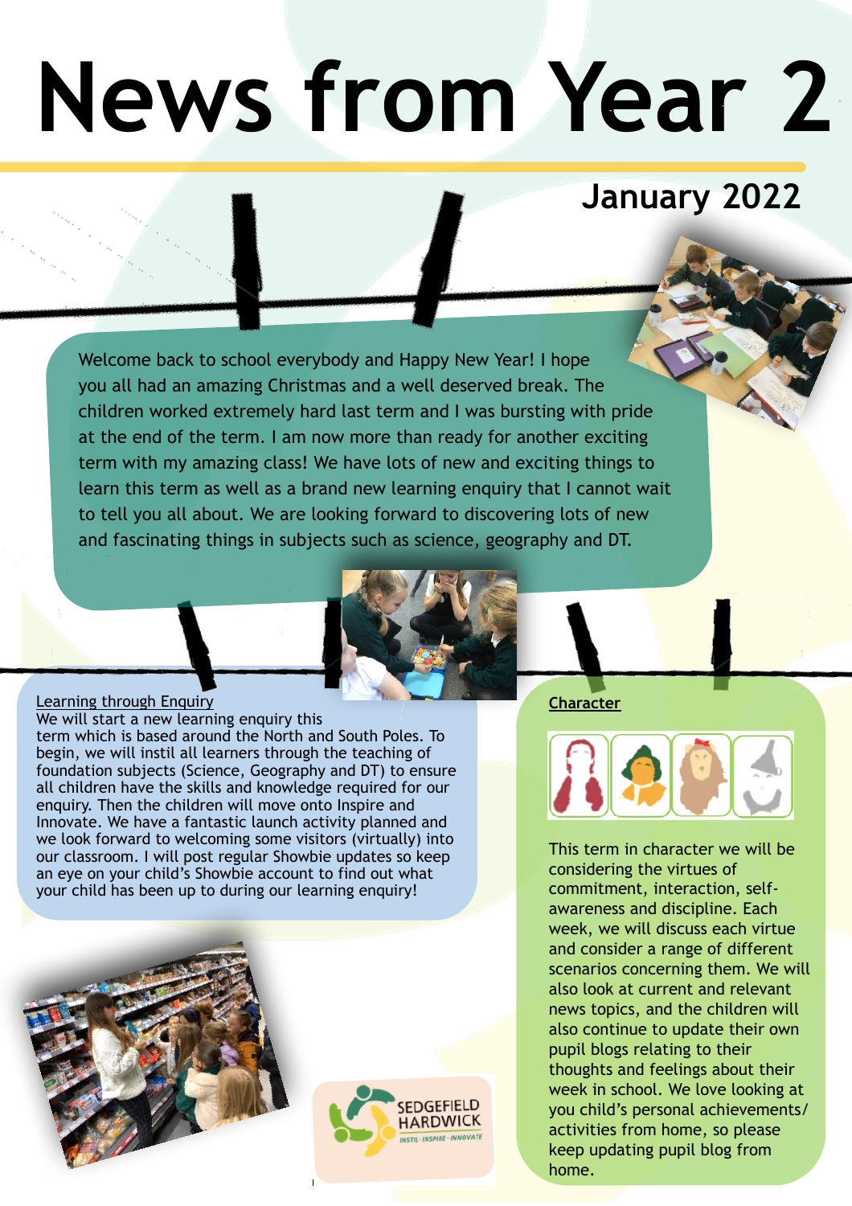# News from Year 2

## January 2022

Welcome back to school everybody and Happy New Year! I hope you all had an amazing Christmas and a well deserved break. The children worked extremely hard last term and I was bursting with pride at the end of the term. I am now more than ready for another exciting term with my amazing class! We have lots of new and exciting things to learn this term as well as a brand new learning enquiry that I cannot wait to tell you all about. We are looking forward to discovering lots of new and fascinating things in subjects such as science, geography and DT.

### Learning through Enquiry

We will start a new learning enquiry this term which is based around the North and South Poles. To begin, we will instil all learners through the teaching of foundation subjects (Science, Geography and DT) to ensure all children have the skills and knowledge required for our enquiry. Then the children will move onto Inspire and Innovate. We have a fantastic launch activity planned and we look forward to welcoming some visitors (virtually) into our classroom. I will post regular Showbie updates so keep an eye on your child's Showbie account to find out what your child has been up to during our learning enquiry!

### Character

This term in character we will be considering the virtues of commitment, interaction, self-awareness and discipline. Each week, we will discuss each virtue and consider a range of different scenarios concerning them. We will also look at current and relevant news topics, and the children will also continue to update their own pupil blogs relating to their thoughts and feelings about their week in school. We love looking at you child's personal achievements/ activities from home, so please keep updating pupil blog from home.

SEDGEFIELD HARDWICK
INSTIL · INSPIRE · INNOVATE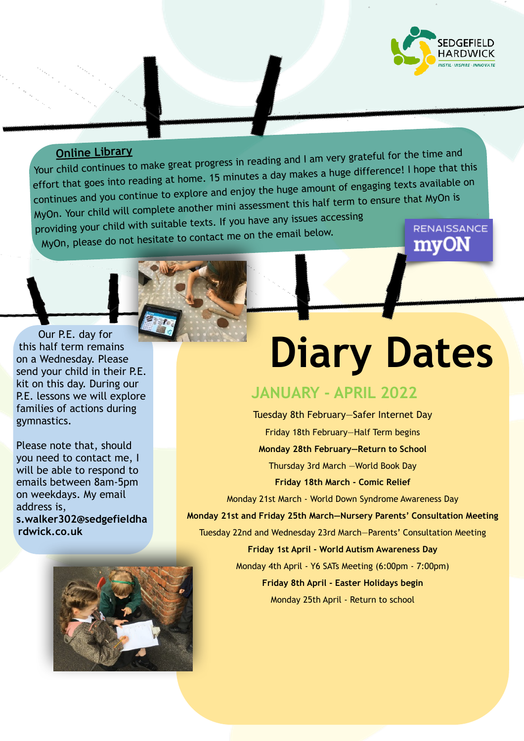## Online Library

Your child continues to make great progress in reading and I am very grateful for the time and effort that goes into reading at home. 15 minutes a day makes a huge difference! I hope that this continues and you continue to explore and enjoy the huge amount of engaging texts available on MyOn. Your child will complete another mini assessment this half term to ensure that MyOn is providing your child with suitable texts. If you have any issues accessing MyOn, please do not hesitate to contact me on the email below.

RENAISSANCE myON

Our P.E. day for this half term remains on a Wednesday. Please send your child in their P.E. kit on this day. During our P.E. lessons we will explore families of actions during gymnastics.

Please note that, should you need to contact me, I will be able to respond to emails between 8am-5pm on weekdays. My email address is, **s.walker302@sedgefieldhardwick.co.uk**

# Diary Dates

## JANUARY - APRIL 2022

Tuesday 8th February—Safer Internet Day

Friday 18th February—Half Term begins

**Monday 28th February—Return to School**

Thursday 3rd March —World Book Day

**Friday 18th March - Comic Relief**

Monday 21st March - World Down Syndrome Awareness Day

**Monday 21st and Friday 25th March—Nursery Parents' Consultation Meeting**

Tuesday 22nd and Wednesday 23rd March—Parents' Consultation Meeting

**Friday 1st April - World Autism Awareness Day**

Monday 4th April - Y6 SATs Meeting (6:00pm - 7:00pm)

**Friday 8th April - Easter Holidays begin**

Monday 25th April - Return to school